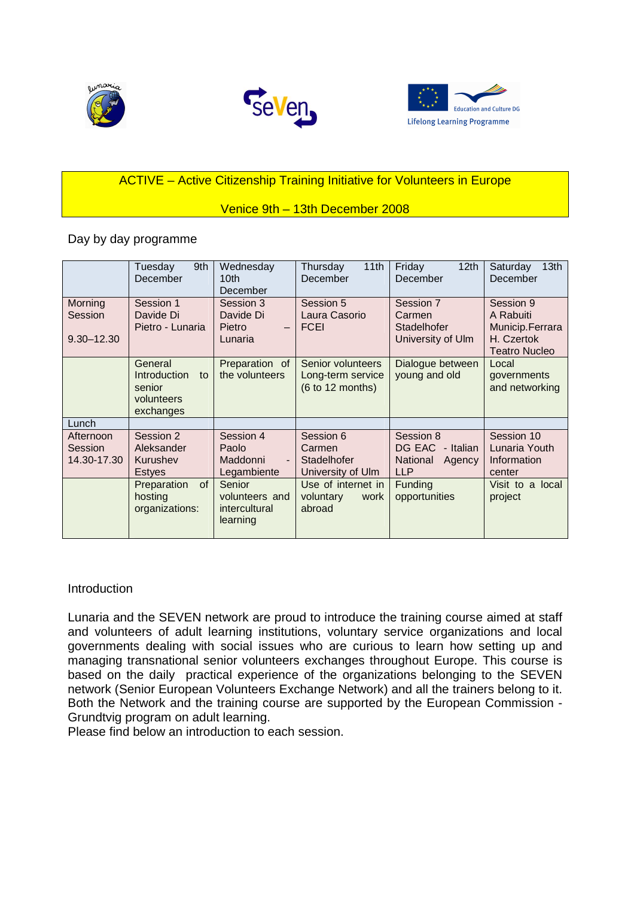ACTIVE – Active Citizenship Training Initiative for Volunteers in Europe

Venice 9th – 13th December 2008

Day by day programme

| | Tuesday 9th December | Wednesday 10th December | Thursday 11th December | Friday 12th December | Saturday 13th December |
|---|---|---|---|---|---|
| Morning Session 9.30–12.30 | Session 1 Davide Di Pietro - Lunaria | Session 3 Davide Di Pietro – Lunaria | Session 5 Laura Casorio FCEI | Session 7 Carmen Stadelhofer University of Ulm | Session 9 A Rabuiti Municip.Ferrara H. Czertok Teatro Nucleo |
| | General Introduction to senior volunteers exchanges | Preparation of the volunteers | Senior volunteers Long-term service (6 to 12 months) | Dialogue between young and old | Local governments and networking |
| Lunch | | | | | |
| Afternoon Session 14.30-17.30 | Session 2 Aleksander Kurushev Estyes | Session 4 Paolo Maddonni - Legambiente | Session 6 Carmen Stadelhofer University of Ulm | Session 8 DG EAC - Italian National Agency LLP | Session 10 Lunaria Youth Information center |
| | Preparation of hosting organizations: | Senior volunteers and intercultural learning | Use of internet in voluntary work abroad | Funding opportunities | Visit to a local project |

Introduction

Lunaria and the SEVEN network are proud to introduce the training course aimed at staff and volunteers of adult learning institutions, voluntary service organizations and local governments dealing with social issues who are curious to learn how setting up and managing transnational senior volunteers exchanges throughout Europe. This course is based on the daily practical experience of the organizations belonging to the SEVEN network (Senior European Volunteers Exchange Network) and all the trainers belong to it. Both the Network and the training course are supported by the European Commission - Grundtvig program on adult learning.
Please find below an introduction to each session.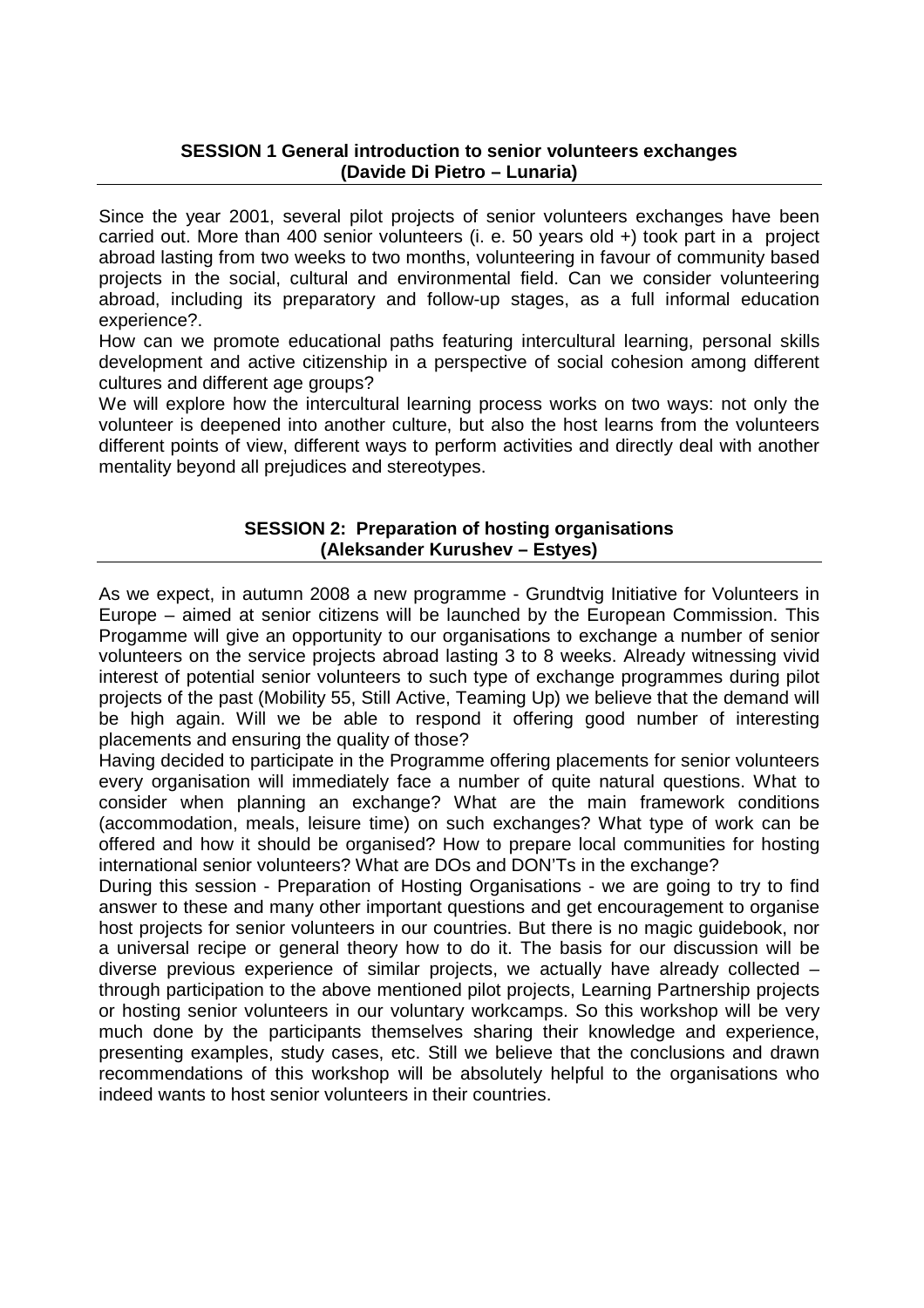## SESSION 1 General introduction to senior volunteers exchanges (Davide Di Pietro – Lunaria)

Since the year 2001, several pilot projects of senior volunteers exchanges have been carried out. More than 400 senior volunteers (i. e. 50 years old +) took part in a project abroad lasting from two weeks to two months, volunteering in favour of community based projects in the social, cultural and environmental field. Can we consider volunteering abroad, including its preparatory and follow-up stages, as a full informal education experience?.

How can we promote educational paths featuring intercultural learning, personal skills development and active citizenship in a perspective of social cohesion among different cultures and different age groups?

We will explore how the intercultural learning process works on two ways: not only the volunteer is deepened into another culture, but also the host learns from the volunteers different points of view, different ways to perform activities and directly deal with another mentality beyond all prejudices and stereotypes.

## SESSION 2: Preparation of hosting organisations (Aleksander Kurushev – Estyes)

As we expect, in autumn 2008 a new programme - Grundtvig Initiative for Volunteers in Europe – aimed at senior citizens will be launched by the European Commission. This Progamme will give an opportunity to our organisations to exchange a number of senior volunteers on the service projects abroad lasting 3 to 8 weeks. Already witnessing vivid interest of potential senior volunteers to such type of exchange programmes during pilot projects of the past (Mobility 55, Still Active, Teaming Up) we believe that the demand will be high again. Will we be able to respond it offering good number of interesting placements and ensuring the quality of those?

Having decided to participate in the Programme offering placements for senior volunteers every organisation will immediately face a number of quite natural questions. What to consider when planning an exchange? What are the main framework conditions (accommodation, meals, leisure time) on such exchanges? What type of work can be offered and how it should be organised? How to prepare local communities for hosting international senior volunteers? What are DOs and DON'Ts in the exchange?

During this session - Preparation of Hosting Organisations - we are going to try to find answer to these and many other important questions and get encouragement to organise host projects for senior volunteers in our countries. But there is no magic guidebook, nor a universal recipe or general theory how to do it. The basis for our discussion will be diverse previous experience of similar projects, we actually have already collected – through participation to the above mentioned pilot projects, Learning Partnership projects or hosting senior volunteers in our voluntary workcamps. So this workshop will be very much done by the participants themselves sharing their knowledge and experience, presenting examples, study cases, etc. Still we believe that the conclusions and drawn recommendations of this workshop will be absolutely helpful to the organisations who indeed wants to host senior volunteers in their countries.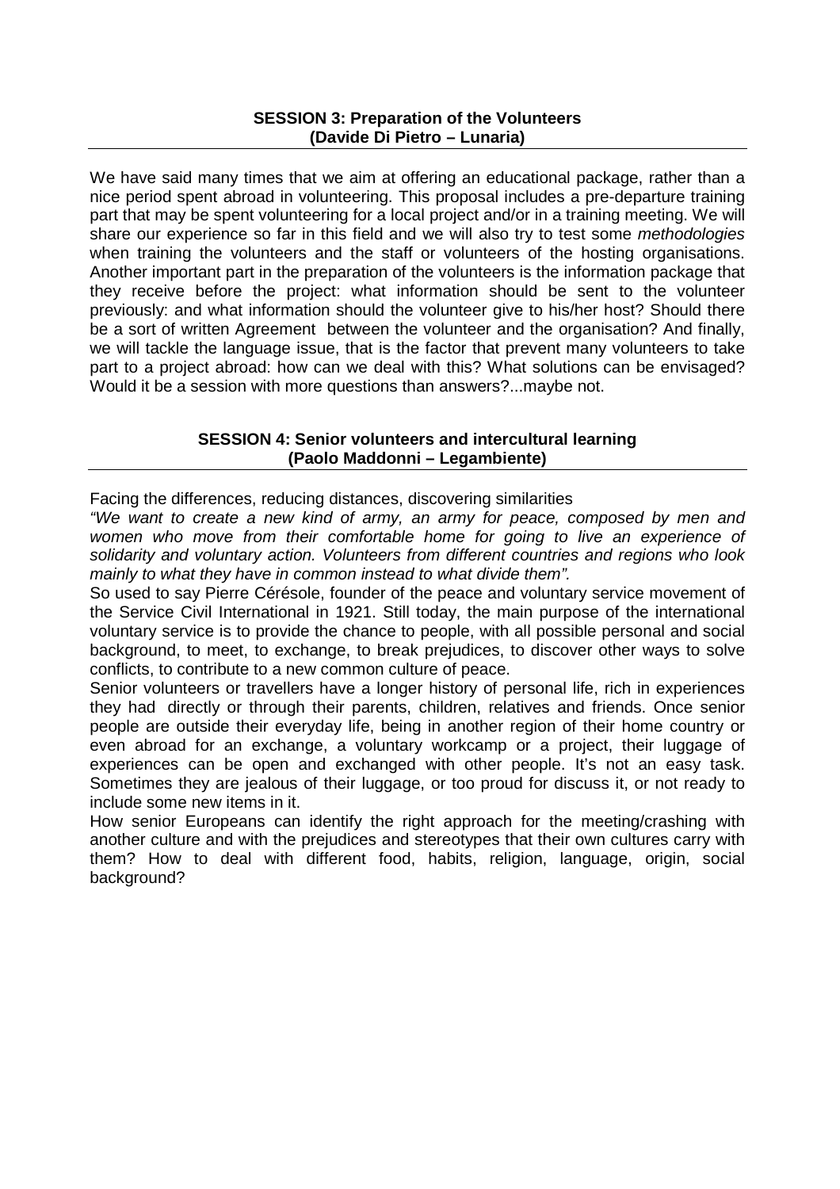**SESSION 3: Preparation of the Volunteers**
**(Davide Di Pietro – Lunaria)**

We have said many times that we aim at offering an educational package, rather than a nice period spent abroad in volunteering. This proposal includes a pre-departure training part that may be spent volunteering for a local project and/or in a training meeting. We will share our experience so far in this field and we will also try to test some *methodologies* when training the volunteers and the staff or volunteers of the hosting organisations. Another important part in the preparation of the volunteers is the information package that they receive before the project: what information should be sent to the volunteer previously: and what information should the volunteer give to his/her host? Should there be a sort of written Agreement between the volunteer and the organisation? And finally, we will tackle the language issue, that is the factor that prevent many volunteers to take part to a project abroad: how can we deal with this? What solutions can be envisaged? Would it be a session with more questions than answers?...maybe not.

**SESSION 4: Senior volunteers and intercultural learning**
**(Paolo Maddonni – Legambiente)**

Facing the differences, reducing distances, discovering similarities

*"We want to create a new kind of army, an army for peace, composed by men and women who move from their comfortable home for going to live an experience of solidarity and voluntary action. Volunteers from different countries and regions who look mainly to what they have in common instead to what divide them".*

So used to say Pierre Cérésole, founder of the peace and voluntary service movement of the Service Civil International in 1921. Still today, the main purpose of the international voluntary service is to provide the chance to people, with all possible personal and social background, to meet, to exchange, to break prejudices, to discover other ways to solve conflicts, to contribute to a new common culture of peace.

Senior volunteers or travellers have a longer history of personal life, rich in experiences they had directly or through their parents, children, relatives and friends. Once senior people are outside their everyday life, being in another region of their home country or even abroad for an exchange, a voluntary workcamp or a project, their luggage of experiences can be open and exchanged with other people. It's not an easy task. Sometimes they are jealous of their luggage, or too proud for discuss it, or not ready to include some new items in it.

How senior Europeans can identify the right approach for the meeting/crashing with another culture and with the prejudices and stereotypes that their own cultures carry with them? How to deal with different food, habits, religion, language, origin, social background?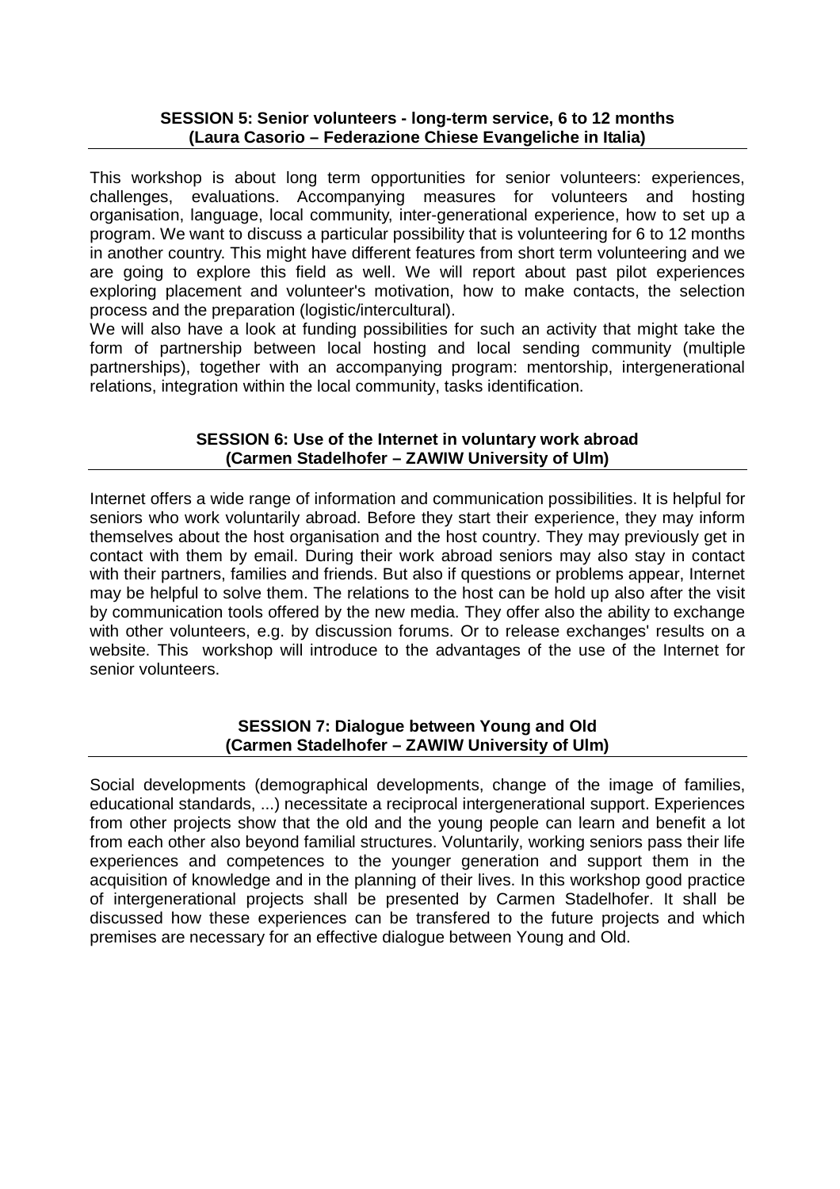**SESSION 5: Senior volunteers - long-term service, 6 to 12 months**
**(Laura Casorio – Federazione Chiese Evangeliche in Italia)**

This workshop is about long term opportunities for senior volunteers: experiences, challenges, evaluations. Accompanying measures for volunteers and hosting organisation, language, local community, inter-generational experience, how to set up a program. We want to discuss a particular possibility that is volunteering for 6 to 12 months in another country. This might have different features from short term volunteering and we are going to explore this field as well. We will report about past pilot experiences exploring placement and volunteer's motivation, how to make contacts, the selection process and the preparation (logistic/intercultural).
We will also have a look at funding possibilities for such an activity that might take the form of partnership between local hosting and local sending community (multiple partnerships), together with an accompanying program: mentorship, intergenerational relations, integration within the local community, tasks identification.

**SESSION 6: Use of the Internet in voluntary work abroad**
**(Carmen Stadelhofer – ZAWIW University of Ulm)**

Internet offers a wide range of information and communication possibilities. It is helpful for seniors who work voluntarily abroad. Before they start their experience, they may inform themselves about the host organisation and the host country. They may previously get in contact with them by email. During their work abroad seniors may also stay in contact with their partners, families and friends. But also if questions or problems appear, Internet may be helpful to solve them. The relations to the host can be hold up also after the visit by communication tools offered by the new media. They offer also the ability to exchange with other volunteers, e.g. by discussion forums. Or to release exchanges' results on a website. This workshop will introduce to the advantages of the use of the Internet for senior volunteers.

**SESSION 7: Dialogue between Young and Old**
**(Carmen Stadelhofer – ZAWIW University of Ulm)**

Social developments (demographical developments, change of the image of families, educational standards, ...) necessitate a reciprocal intergenerational support. Experiences from other projects show that the old and the young people can learn and benefit a lot from each other also beyond familial structures. Voluntarily, working seniors pass their life experiences and competences to the younger generation and support them in the acquisition of knowledge and in the planning of their lives. In this workshop good practice of intergenerational projects shall be presented by Carmen Stadelhofer. It shall be discussed how these experiences can be transfered to the future projects and which premises are necessary for an effective dialogue between Young and Old.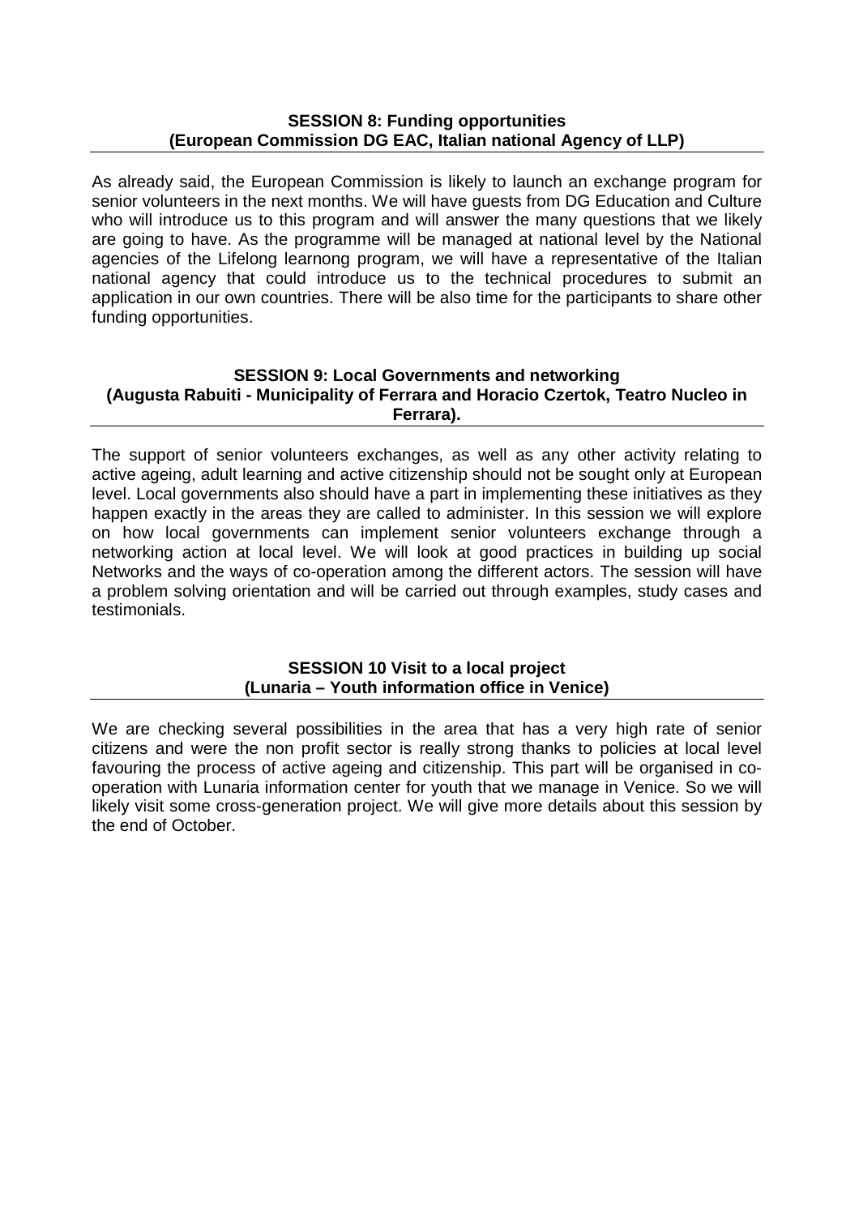### SESSION 8: Funding opportunities
### (European Commission DG EAC, Italian national Agency of LLP)

As already said, the European Commission is likely to launch an exchange program for senior volunteers in the next months. We will have guests from DG Education and Culture who will introduce us to this program and will answer the many questions that we likely are going to have. As the programme will be managed at national level by the National agencies of the Lifelong learnong program, we will have a representative of the Italian national agency that could introduce us to the technical procedures to submit an application in our own countries. There will be also time for the participants to share other funding opportunities.

### SESSION 9: Local Governments and networking
### (Augusta Rabuiti - Municipality of Ferrara and Horacio Czertok, Teatro Nucleo in Ferrara).

The support of senior volunteers exchanges, as well as any other activity relating to active ageing, adult learning and active citizenship should not be sought only at European level. Local governments also should have a part in implementing these initiatives as they happen exactly in the areas they are called to administer. In this session we will explore on how local governments can implement senior volunteers exchange through a networking action at local level. We will look at good practices in building up social Networks and the ways of co-operation among the different actors. The session will have a problem solving orientation and will be carried out through examples, study cases and testimonials.

### SESSION 10 Visit to a local project
### (Lunaria – Youth information office in Venice)

We are checking several possibilities in the area that has a very high rate of senior citizens and were the non profit sector is really strong thanks to policies at local level favouring the process of active ageing and citizenship. This part will be organised in co-operation with Lunaria information center for youth that we manage in Venice. So we will likely visit some cross-generation project. We will give more details about this session by the end of October.